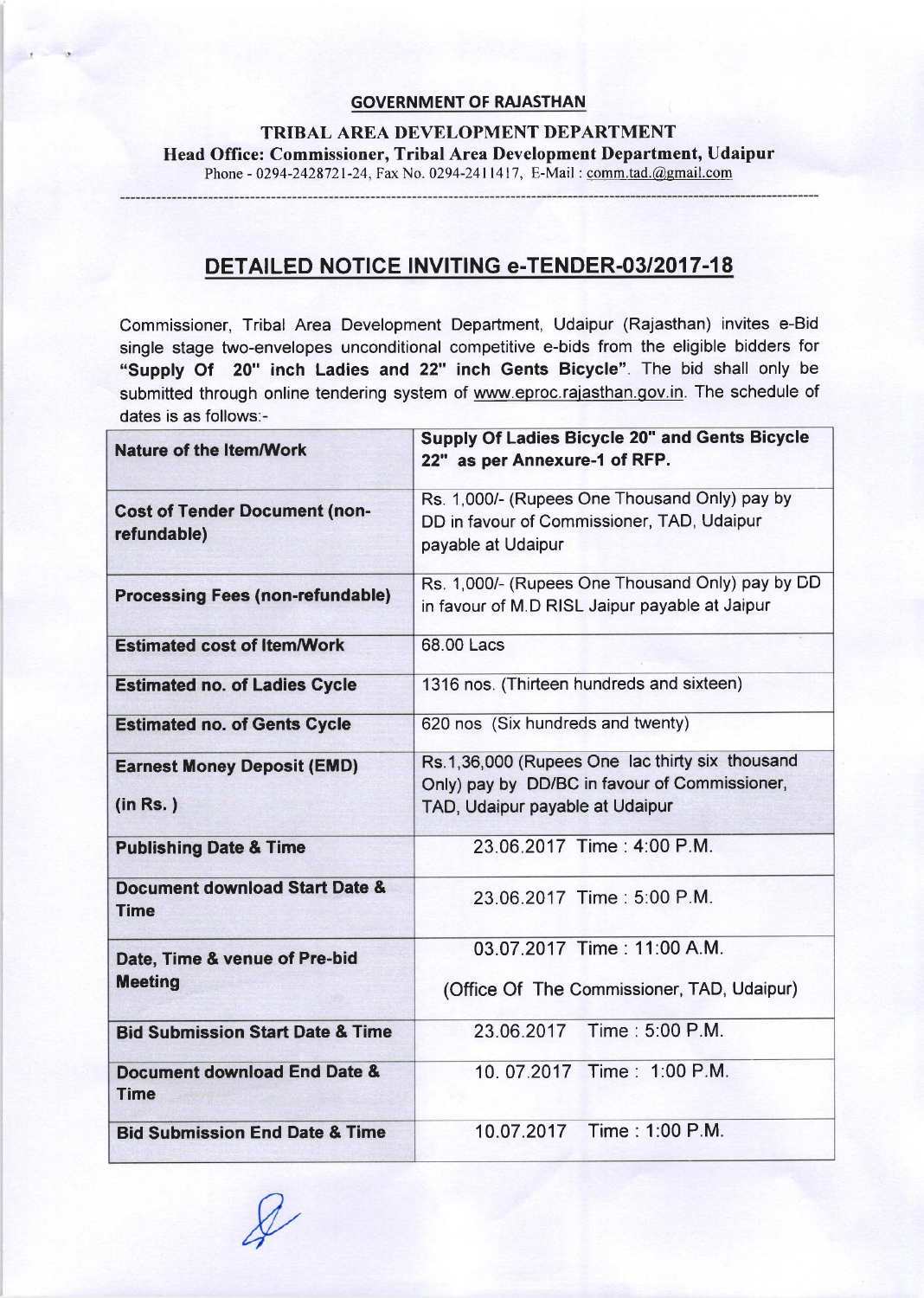**GOVERNMENT OF RAJASTHAN**

**TRIBAL AREA DEVELOPMENT DEPARTMENT**

**Head Office: Commissioner, Tribal Area Development Department, Udaipur**

Phone - 0294-2428721-24, Fax No. 0294-2411417, E-Mail : comm.tad.@gmail.com

# DETAILED NOTICE INVITING e-TENDER-03/2017-18

Commissioner, Tribal Area Development Department, Udaipur (Rajasthan) invites e-Bid single stage two-envelopes unconditional competitive e-bids from the eligible bidders for **"Supply Of 20" inch Ladies and 22" inch Gents Bicycle"**. The bid shall only be submitted through online tendering system of www.eproc.rajasthan.gov.in. The schedule of dates is as follows:-

| | |
|---|---|
| **Nature of the Item/Work** | **Supply Of Ladies Bicycle 20" and Gents Bicycle 22" as per Annexure-1 of RFP.** |
| **Cost of Tender Document (non-refundable)** | Rs. 1,000/- (Rupees One Thousand Only) pay by DD in favour of Commissioner, TAD, Udaipur payable at Udaipur |
| **Processing Fees (non-refundable)** | Rs. 1,000/- (Rupees One Thousand Only) pay by DD in favour of M.D RISL Jaipur payable at Jaipur |
| **Estimated cost of Item/Work** | 68.00 Lacs |
| **Estimated no. of Ladies Cycle** | 1316 nos. (Thirteen hundreds and sixteen) |
| **Estimated no. of Gents Cycle** | 620 nos (Six hundreds and twenty) |
| **Earnest Money Deposit (EMD) (in Rs. )** | Rs.1,36,000 (Rupees One lac thirty six thousand Only) pay by DD/BC in favour of Commissioner, TAD, Udaipur payable at Udaipur |
| **Publishing Date & Time** | 23.06.2017 Time : 4:00 P.M. |
| **Document download Start Date & Time** | 23.06.2017 Time : 5:00 P.M. |
| **Date, Time & venue of Pre-bid Meeting** | 03.07.2017 Time : 11:00 A.M. (Office Of The Commissioner, TAD, Udaipur) |
| **Bid Submission Start Date & Time** | 23.06.2017 Time : 5:00 P.M. |
| **Document download End Date & Time** | 10. 07.2017 Time : 1:00 P.M. |
| **Bid Submission End Date & Time** | 10.07.2017 Time : 1:00 P.M. |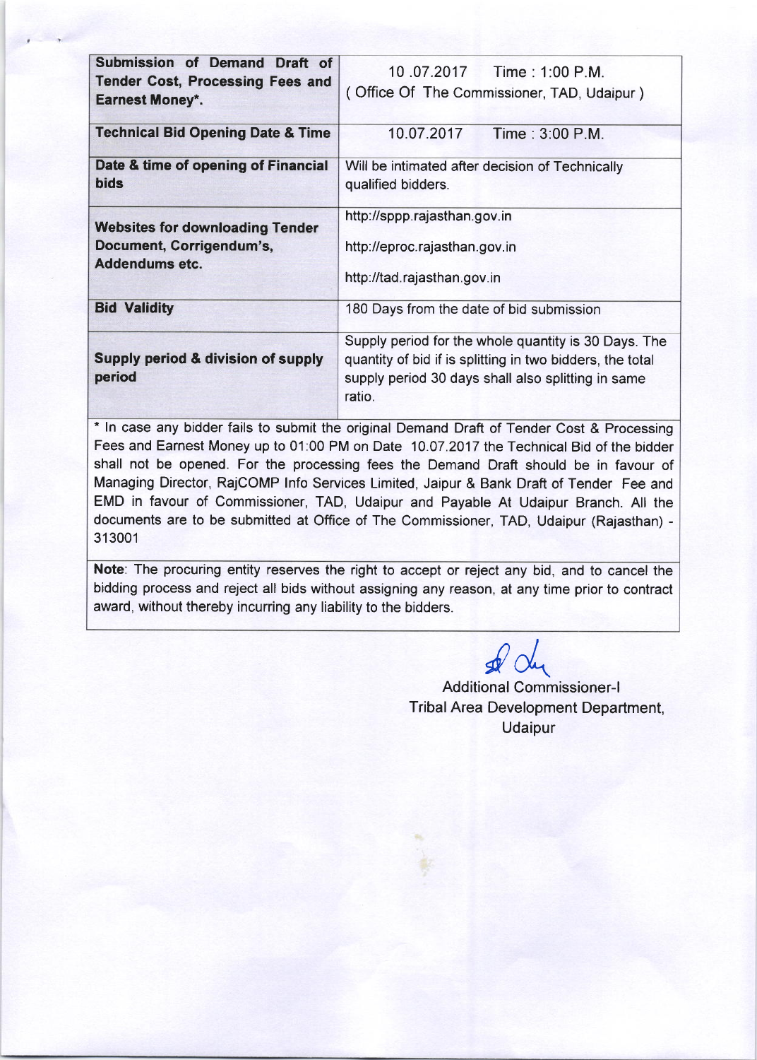| | |
|---|---|
| **Submission of Demand Draft of Tender Cost, Processing Fees and Earnest Money*.** | 10 .07.2017 Time : 1:00 P.M. ( Office Of The Commissioner, TAD, Udaipur ) |
| **Technical Bid Opening Date & Time** | 10.07.2017 Time : 3:00 P.M. |
| **Date & time of opening of Financial bids** | Will be intimated after decision of Technically qualified bidders. |
| **Websites for downloading Tender Document, Corrigendum's, Addendums etc.** | http://sppp.rajasthan.gov.in<br>http://eproc.rajasthan.gov.in<br>http://tad.rajasthan.gov.in |
| **Bid Validity** | 180 Days from the date of bid submission |
| **Supply period & division of supply period** | Supply period for the whole quantity is 30 Days. The quantity of bid if is splitting in two bidders, the total supply period 30 days shall also splitting in same ratio. |

* In case any bidder fails to submit the original Demand Draft of Tender Cost & Processing Fees and Earnest Money up to 01:00 PM on Date 10.07.2017 the Technical Bid of the bidder shall not be opened. For the processing fees the Demand Draft should be in favour of Managing Director, RajCOMP Info Services Limited, Jaipur & Bank Draft of Tender Fee and EMD in favour of Commissioner, TAD, Udaipur and Payable At Udaipur Branch. All the documents are to be submitted at Office of The Commissioner, TAD, Udaipur (Rajasthan) - 313001

**Note**: The procuring entity reserves the right to accept or reject any bid, and to cancel the bidding process and reject all bids without assigning any reason, at any time prior to contract award, without thereby incurring any liability to the bidders.

Additional Commissioner-I
Tribal Area Development Department,
Udaipur